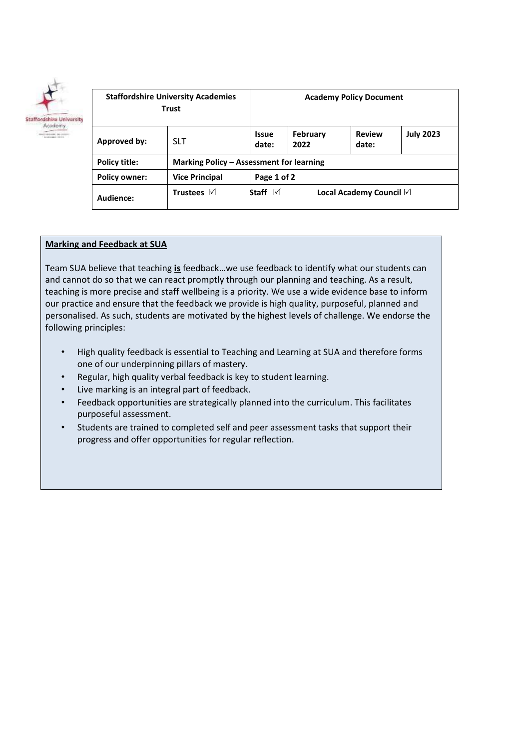| Staffordshire University Academies Trust | | Academy Policy Document | | | |
|---|---|---|---|---|---|
| **Approved by:** | SLT | **Issue date:** | **February 2022** | **Review date:** | **July 2023** |
| **Policy title:** | **Marking Policy – Assessment for learning** | | | | |
| **Policy owner:** | **Vice Principal** | **Page 1 of 2** | | | |
| **Audience:** | **Trustees** ☑ | **Staff** ☑ | **Local Academy Council** ☑ | | |

**Marking and Feedback at SUA**

Team SUA believe that teaching **is** feedback…we use feedback to identify what our students can and cannot do so that we can react promptly through our planning and teaching. As a result, teaching is more precise and staff wellbeing is a priority. We use a wide evidence base to inform our practice and ensure that the feedback we provide is high quality, purposeful, planned and personalised. As such, students are motivated by the highest levels of challenge. We endorse the following principles:

- High quality feedback is essential to Teaching and Learning at SUA and therefore forms one of our underpinning pillars of mastery.
- Regular, high quality verbal feedback is key to student learning.
- Live marking is an integral part of feedback.
- Feedback opportunities are strategically planned into the curriculum. This facilitates purposeful assessment.
- Students are trained to completed self and peer assessment tasks that support their progress and offer opportunities for regular reflection.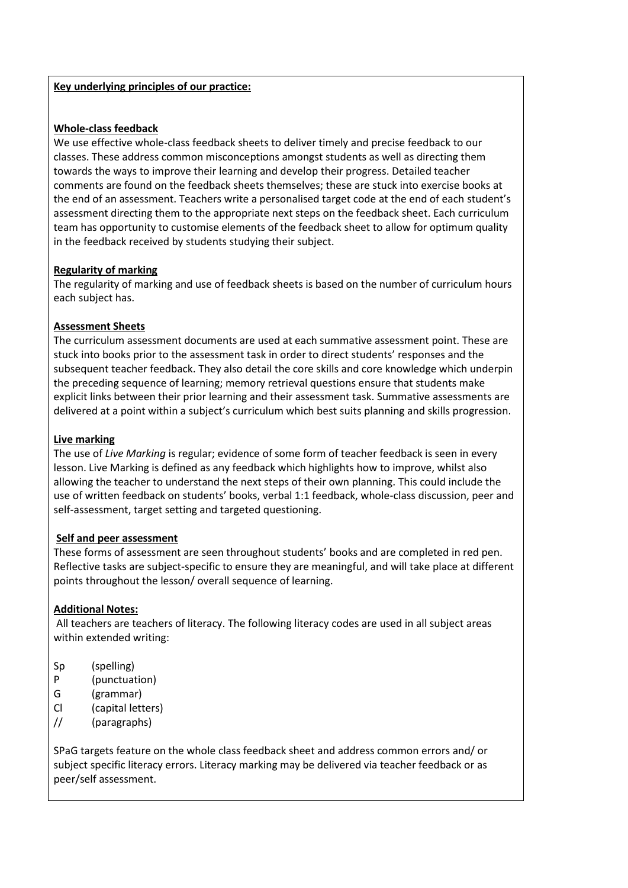**Key underlying principles of our practice:**

**Whole-class feedback**

We use effective whole-class feedback sheets to deliver timely and precise feedback to our classes. These address common misconceptions amongst students as well as directing them towards the ways to improve their learning and develop their progress. Detailed teacher comments are found on the feedback sheets themselves; these are stuck into exercise books at the end of an assessment. Teachers write a personalised target code at the end of each student's assessment directing them to the appropriate next steps on the feedback sheet. Each curriculum team has opportunity to customise elements of the feedback sheet to allow for optimum quality in the feedback received by students studying their subject.

**Regularity of marking**

The regularity of marking and use of feedback sheets is based on the number of curriculum hours each subject has.

**Assessment Sheets**

The curriculum assessment documents are used at each summative assessment point. These are stuck into books prior to the assessment task in order to direct students' responses and the subsequent teacher feedback. They also detail the core skills and core knowledge which underpin the preceding sequence of learning; memory retrieval questions ensure that students make explicit links between their prior learning and their assessment task. Summative assessments are delivered at a point within a subject's curriculum which best suits planning and skills progression.

**Live marking**

The use of *Live Marking* is regular; evidence of some form of teacher feedback is seen in every lesson. Live Marking is defined as any feedback which highlights how to improve, whilst also allowing the teacher to understand the next steps of their own planning. This could include the use of written feedback on students' books, verbal 1:1 feedback, whole-class discussion, peer and self-assessment, target setting and targeted questioning.

**Self and peer assessment**

These forms of assessment are seen throughout students' books and are completed in red pen. Reflective tasks are subject-specific to ensure they are meaningful, and will take place at different points throughout the lesson/ overall sequence of learning.

**Additional Notes:**

All teachers are teachers of literacy. The following literacy codes are used in all subject areas within extended writing:

- Sp (spelling)
- P (punctuation)
- G (grammar)
- Cl (capital letters)
- // (paragraphs)

SPaG targets feature on the whole class feedback sheet and address common errors and/ or subject specific literacy errors. Literacy marking may be delivered via teacher feedback or as peer/self assessment.